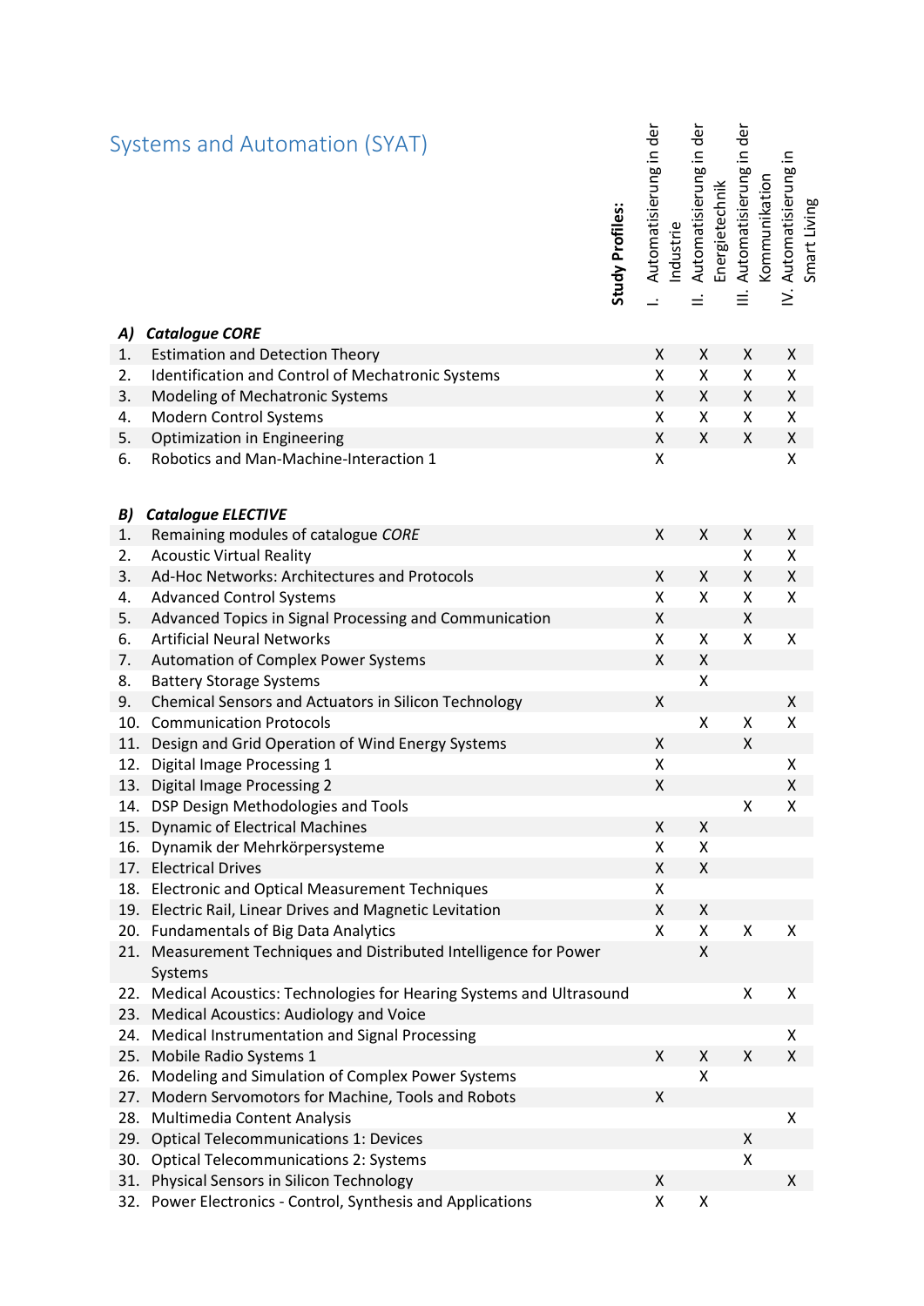# Systems and Automation (SYAT)

| | **Study Profiles:** | I. Automatisierung in der Industrie | II. Automatisierung in der Energietechnik | III. Automatisierung in der Kommunikation | IV. Automatisierung in Smart Living |
|---|---|---|---|---|---|
| ***A) Catalogue CORE*** | | | | | |
| 1. | Estimation and Detection Theory | X | X | X | X |
| 2. | Identification and Control of Mechatronic Systems | X | X | X | X |
| 3. | Modeling of Mechatronic Systems | X | X | X | X |
| 4. | Modern Control Systems | X | X | X | X |
| 5. | Optimization in Engineering | X | X | X | X |
| 6. | Robotics and Man-Machine-Interaction 1 | X | | | X |
| ***B) Catalogue ELECTIVE*** | | | | | |
| 1. | Remaining modules of catalogue *CORE* | X | X | X | X |
| 2. | Acoustic Virtual Reality | | | X | X |
| 3. | Ad-Hoc Networks: Architectures and Protocols | X | X | X | X |
| 4. | Advanced Control Systems | X | X | X | X |
| 5. | Advanced Topics in Signal Processing and Communication | X | | X | |
| 6. | Artificial Neural Networks | X | X | X | X |
| 7. | Automation of Complex Power Systems | X | X | | |
| 8. | Battery Storage Systems | | X | | |
| 9. | Chemical Sensors and Actuators in Silicon Technology | X | | | X |
| 10. | Communication Protocols | | X | X | X |
| 11. | Design and Grid Operation of Wind Energy Systems | X | | X | |
| 12. | Digital Image Processing 1 | X | | | X |
| 13. | Digital Image Processing 2 | X | | | X |
| 14. | DSP Design Methodologies and Tools | | | X | X |
| 15. | Dynamic of Electrical Machines | X | X | | |
| 16. | Dynamik der Mehrkörpersysteme | X | X | | |
| 17. | Electrical Drives | X | X | | |
| 18. | Electronic and Optical Measurement Techniques | X | | | |
| 19. | Electric Rail, Linear Drives and Magnetic Levitation | X | X | | |
| 20. | Fundamentals of Big Data Analytics | X | X | X | X |
| 21. | Measurement Techniques and Distributed Intelligence for Power Systems | | X | | |
| 22. | Medical Acoustics: Technologies for Hearing Systems and Ultrasound | | | X | X |
| 23. | Medical Acoustics: Audiology and Voice | | | | |
| 24. | Medical Instrumentation and Signal Processing | | | | X |
| 25. | Mobile Radio Systems 1 | X | X | X | X |
| 26. | Modeling and Simulation of Complex Power Systems | | X | | |
| 27. | Modern Servomotors for Machine, Tools and Robots | X | | | |
| 28. | Multimedia Content Analysis | | | | X |
| 29. | Optical Telecommunications 1: Devices | | | X | |
| 30. | Optical Telecommunications 2: Systems | | | X | |
| 31. | Physical Sensors in Silicon Technology | X | | | X |
| 32. | Power Electronics - Control, Synthesis and Applications | X | X | | |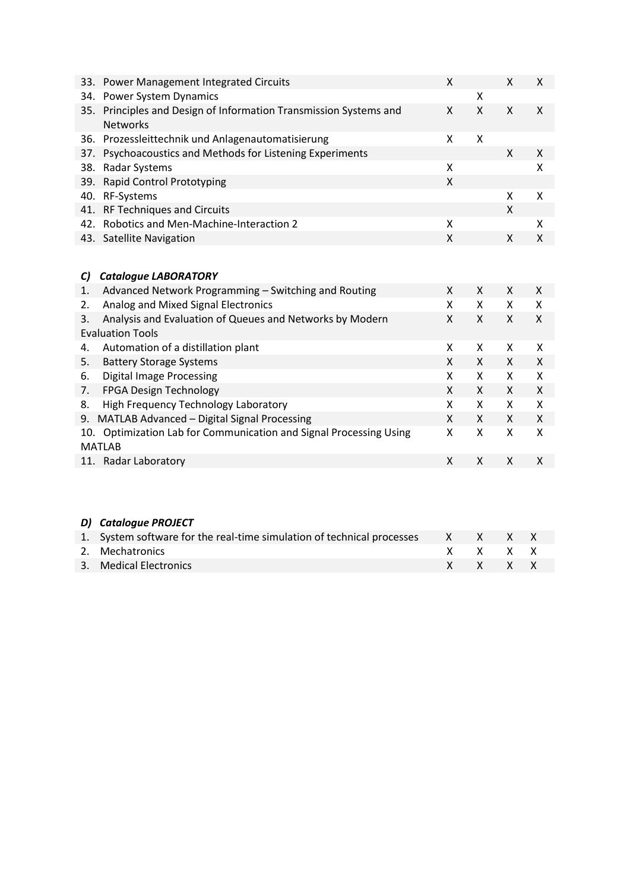| | | | | |
|---|---|---|---|---|
| 33. Power Management Integrated Circuits | X | | X | X |
| 34. Power System Dynamics | | X | | |
| 35. Principles and Design of Information Transmission Systems and Networks | X | X | X | X |
| 36. Prozessleittechnik und Anlagenautomatisierung | X | X | | |
| 37. Psychoacoustics and Methods for Listening Experiments | | | X | X |
| 38. Radar Systems | X | | | X |
| 39. Rapid Control Prototyping | X | | | |
| 40. RF-Systems | | | X | X |
| 41. RF Techniques and Circuits | | | X | |
| 42. Robotics and Men-Machine-Interaction 2 | X | | | X |
| 43. Satellite Navigation | X | | X | X |

### *C) Catalogue LABORATORY*

| | | | | |
|---|---|---|---|---|
| 1. Advanced Network Programming – Switching and Routing | X | X | X | X |
| 2. Analog and Mixed Signal Electronics | X | X | X | X |
| 3. Analysis and Evaluation of Queues and Networks by Modern Evaluation Tools | X | X | X | X |
| 4. Automation of a distillation plant | X | X | X | X |
| 5. Battery Storage Systems | X | X | X | X |
| 6. Digital Image Processing | X | X | X | X |
| 7. FPGA Design Technology | X | X | X | X |
| 8. High Frequency Technology Laboratory | X | X | X | X |
| 9. MATLAB Advanced – Digital Signal Processing | X | X | X | X |
| 10. Optimization Lab for Communication and Signal Processing Using MATLAB | X | X | X | X |
| 11. Radar Laboratory | X | X | X | X |

### *D) Catalogue PROJECT*

| | | | | |
|---|---|---|---|---|
| 1. System software for the real-time simulation of technical processes | X | X | X | X |
| 2. Mechatronics | X | X | X | X |
| 3. Medical Electronics | X | X | X | X |